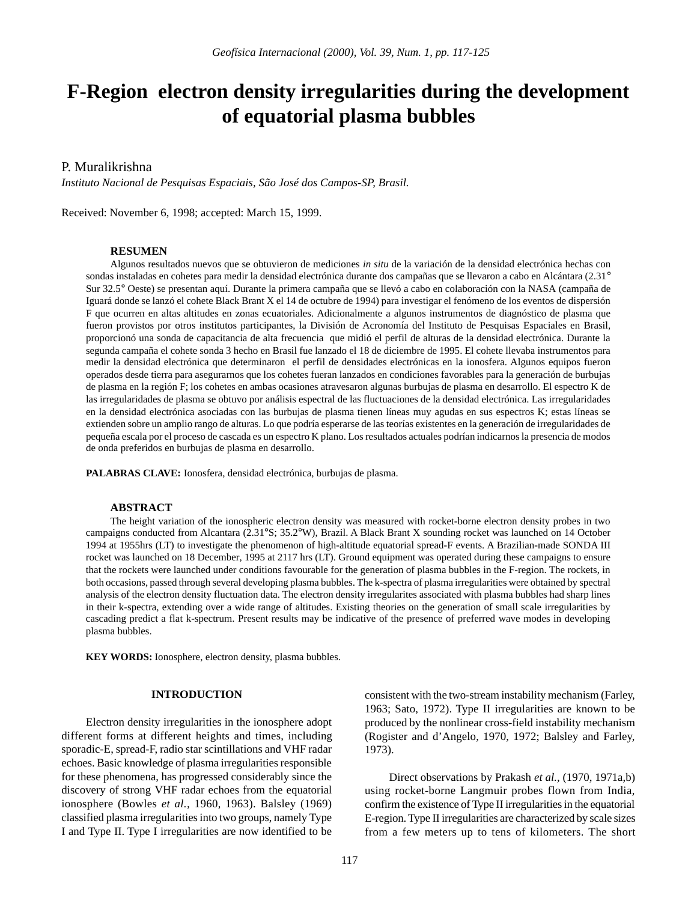# F-Region electron density irregularities during the development of equatorial plasma bubbles

P. Muralikrishna

*Instituto Nacional de Pesquisas Espaciais, São José dos Campos-SP, Brasil.*

Received: November 6, 1998; accepted: March 15, 1999.

## RESUMEN

Algunos resultados nuevos que se obtuvieron de mediciones *in situ* de la variación de la densidad electrónica hechas con sondas instaladas en cohetes para medir la densidad electrónica durante dos campañas que se llevaron a cabo en Alcántara (2.31° Sur 32.5° Oeste) se presentan aquí. Durante la primera campaña que se llevó a cabo en colaboración con la NASA (campaña de Iguará donde se lanzó el cohete Black Brant X el 14 de octubre de 1994) para investigar el fenómeno de los eventos de dispersión F que ocurren en altas altitudes en zonas ecuatoriales. Adicionalmente a algunos instrumentos de diagnóstico de plasma que fueron provistos por otros institutos participantes, la División de Acronomía del Instituto de Pesquisas Espaciales en Brasil, proporcionó una sonda de capacitancia de alta frecuencia que midió el perfil de alturas de la densidad electrónica. Durante la segunda campaña el cohete sonda 3 hecho en Brasil fue lanzado el 18 de diciembre de 1995. El cohete llevaba instrumentos para medir la densidad electrónica que determinaron el perfil de densidades electrónicas en la ionosfera. Algunos equipos fueron operados desde tierra para asegurarnos que los cohetes fueran lanzados en condiciones favorables para la generación de burbujas de plasma en la región F; los cohetes en ambas ocasiones atravesaron algunas burbujas de plasma en desarrollo. El espectro K de las irregularidades de plasma se obtuvo por análisis espectral de las fluctuaciones de la densidad electrónica. Las irregularidades en la densidad electrónica asociadas con las burbujas de plasma tienen líneas muy agudas en sus espectros K; estas líneas se extienden sobre un amplio rango de alturas. Lo que podría esperarse de las teorías existentes en la generación de irregularidades de pequeña escala por el proceso de cascada es un espectro K plano. Los resultados actuales podrían indicarnos la presencia de modos de onda preferidos en burbujas de plasma en desarrollo.

**PALABRAS CLAVE:** Ionosfera, densidad electrónica, burbujas de plasma.

## ABSTRACT

The height variation of the ionospheric electron density was measured with rocket-borne electron density probes in two campaigns conducted from Alcantara (2.31°S; 35.2°W), Brazil. A Black Brant X sounding rocket was launched on 14 October 1994 at 1955hrs (LT) to investigate the phenomenon of high-altitude equatorial spread-F events. A Brazilian-made SONDA III rocket was launched on 18 December, 1995 at 2117 hrs (LT). Ground equipment was operated during these campaigns to ensure that the rockets were launched under conditions favourable for the generation of plasma bubbles in the F-region. The rockets, in both occasions, passed through several developing plasma bubbles. The k-spectra of plasma irregularities were obtained by spectral analysis of the electron density fluctuation data. The electron density irregularites associated with plasma bubbles had sharp lines in their k-spectra, extending over a wide range of altitudes. Existing theories on the generation of small scale irregularities by cascading predict a flat k-spectrum. Present results may be indicative of the presence of preferred wave modes in developing plasma bubbles.

**KEY WORDS:** Ionosphere, electron density, plasma bubbles.

## INTRODUCTION

Electron density irregularities in the ionosphere adopt different forms at different heights and times, including sporadic-E, spread-F, radio star scintillations and VHF radar echoes. Basic knowledge of plasma irregularities responsible for these phenomena, has progressed considerably since the discovery of strong VHF radar echoes from the equatorial ionosphere (Bowles *et al.*, 1960, 1963). Balsley (1969) classified plasma irregularities into two groups, namely Type I and Type II. Type I irregularities are now identified to be consistent with the two-stream instability mechanism (Farley, 1963; Sato, 1972). Type II irregularities are known to be produced by the nonlinear cross-field instability mechanism (Rogister and d'Angelo, 1970, 1972; Balsley and Farley, 1973).

Direct observations by Prakash *et al.*, (1970, 1971a,b) using rocket-borne Langmuir probes flown from India, confirm the existence of Type II irregularities in the equatorial E-region. Type II irregularities are characterized by scale sizes from a few meters up to tens of kilometers. The short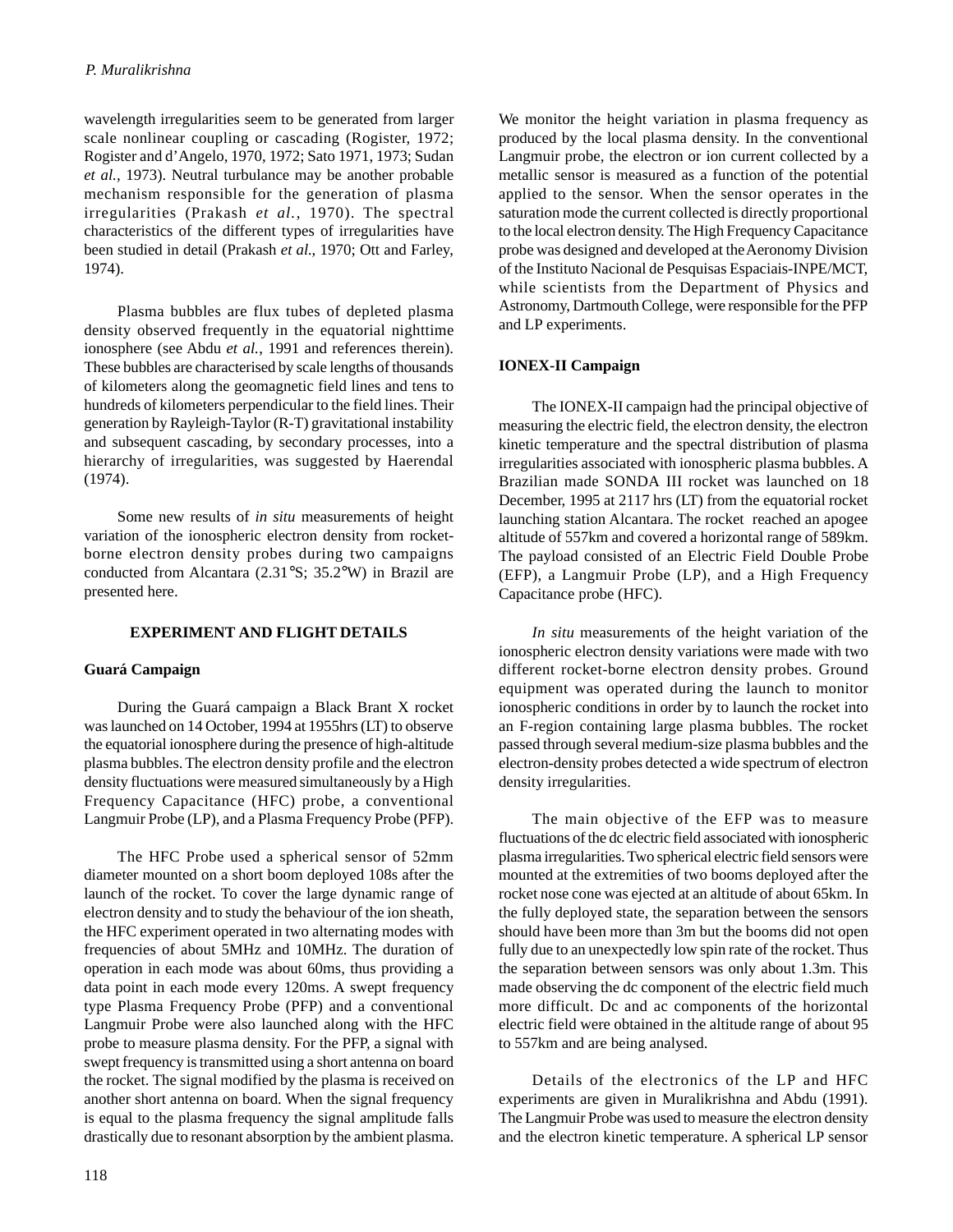wavelength irregularities seem to be generated from larger scale nonlinear coupling or cascading (Rogister, 1972; Rogister and d'Angelo, 1970, 1972; Sato 1971, 1973; Sudan *et al.,* 1973). Neutral turbulance may be another probable mechanism responsible for the generation of plasma irregularities (Prakash *et al.*, 1970). The spectral characteristics of the different types of irregularities have been studied in detail (Prakash *et al.,* 1970; Ott and Farley, 1974).

Plasma bubbles are flux tubes of depleted plasma density observed frequently in the equatorial nighttime ionosphere (see Abdu *et al.*, 1991 and references therein). These bubbles are characterised by scale lengths of thousands of kilometers along the geomagnetic field lines and tens to hundreds of kilometers perpendicular to the field lines. Their generation by Rayleigh-Taylor (R-T) gravitational instability and subsequent cascading, by secondary processes, into a hierarchy of irregularities, was suggested by Haerendal (1974).

Some new results of *in situ* measurements of height variation of the ionospheric electron density from rocket-borne electron density probes during two campaigns conducted from Alcantara (2.31°S; 35.2°W) in Brazil are presented here.

## EXPERIMENT AND FLIGHT DETAILS

### Guará Campaign

During the Guará campaign a Black Brant X rocket was launched on 14 October, 1994 at 1955hrs (LT) to observe the equatorial ionosphere during the presence of high-altitude plasma bubbles. The electron density profile and the electron density fluctuations were measured simultaneously by a High Frequency Capacitance (HFC) probe, a conventional Langmuir Probe (LP), and a Plasma Frequency Probe (PFP).

The HFC Probe used a spherical sensor of 52mm diameter mounted on a short boom deployed 108s after the launch of the rocket. To cover the large dynamic range of electron density and to study the behaviour of the ion sheath, the HFC experiment operated in two alternating modes with frequencies of about 5MHz and 10MHz. The duration of operation in each mode was about 60ms, thus providing a data point in each mode every 120ms. A swept frequency type Plasma Frequency Probe (PFP) and a conventional Langmuir Probe were also launched along with the HFC probe to measure plasma density. For the PFP, a signal with swept frequency is transmitted using a short antenna on board the rocket. The signal modified by the plasma is received on another short antenna on board. When the signal frequency is equal to the plasma frequency the signal amplitude falls drastically due to resonant absorption by the ambient plasma. We monitor the height variation in plasma frequency as produced by the local plasma density. In the conventional Langmuir probe, the electron or ion current collected by a metallic sensor is measured as a function of the potential applied to the sensor. When the sensor operates in the saturation mode the current collected is directly proportional to the local electron density. The High Frequency Capacitance probe was designed and developed at the Aeronomy Division of the Instituto Nacional de Pesquisas Espaciais-INPE/MCT, while scientists from the Department of Physics and Astronomy, Dartmouth College, were responsible for the PFP and LP experiments.

### IONEX-II Campaign

The IONEX-II campaign had the principal objective of measuring the electric field, the electron density, the electron kinetic temperature and the spectral distribution of plasma irregularities associated with ionospheric plasma bubbles. A Brazilian made SONDA III rocket was launched on 18 December, 1995 at 2117 hrs (LT) from the equatorial rocket launching station Alcantara. The rocket reached an apogee altitude of 557km and covered a horizontal range of 589km. The payload consisted of an Electric Field Double Probe (EFP), a Langmuir Probe (LP), and a High Frequency Capacitance probe (HFC).

*In situ* measurements of the height variation of the ionospheric electron density variations were made with two different rocket-borne electron density probes. Ground equipment was operated during the launch to monitor ionospheric conditions in order by to launch the rocket into an F-region containing large plasma bubbles. The rocket passed through several medium-size plasma bubbles and the electron-density probes detected a wide spectrum of electron density irregularities.

The main objective of the EFP was to measure fluctuations of the dc electric field associated with ionospheric plasma irregularities. Two spherical electric field sensors were mounted at the extremities of two booms deployed after the rocket nose cone was ejected at an altitude of about 65km. In the fully deployed state, the separation between the sensors should have been more than 3m but the booms did not open fully due to an unexpectedly low spin rate of the rocket. Thus the separation between sensors was only about 1.3m. This made observing the dc component of the electric field much more difficult. Dc and ac components of the horizontal electric field were obtained in the altitude range of about 95 to 557km and are being analysed.

Details of the electronics of the LP and HFC experiments are given in Muralikrishna and Abdu (1991). The Langmuir Probe was used to measure the electron density and the electron kinetic temperature. A spherical LP sensor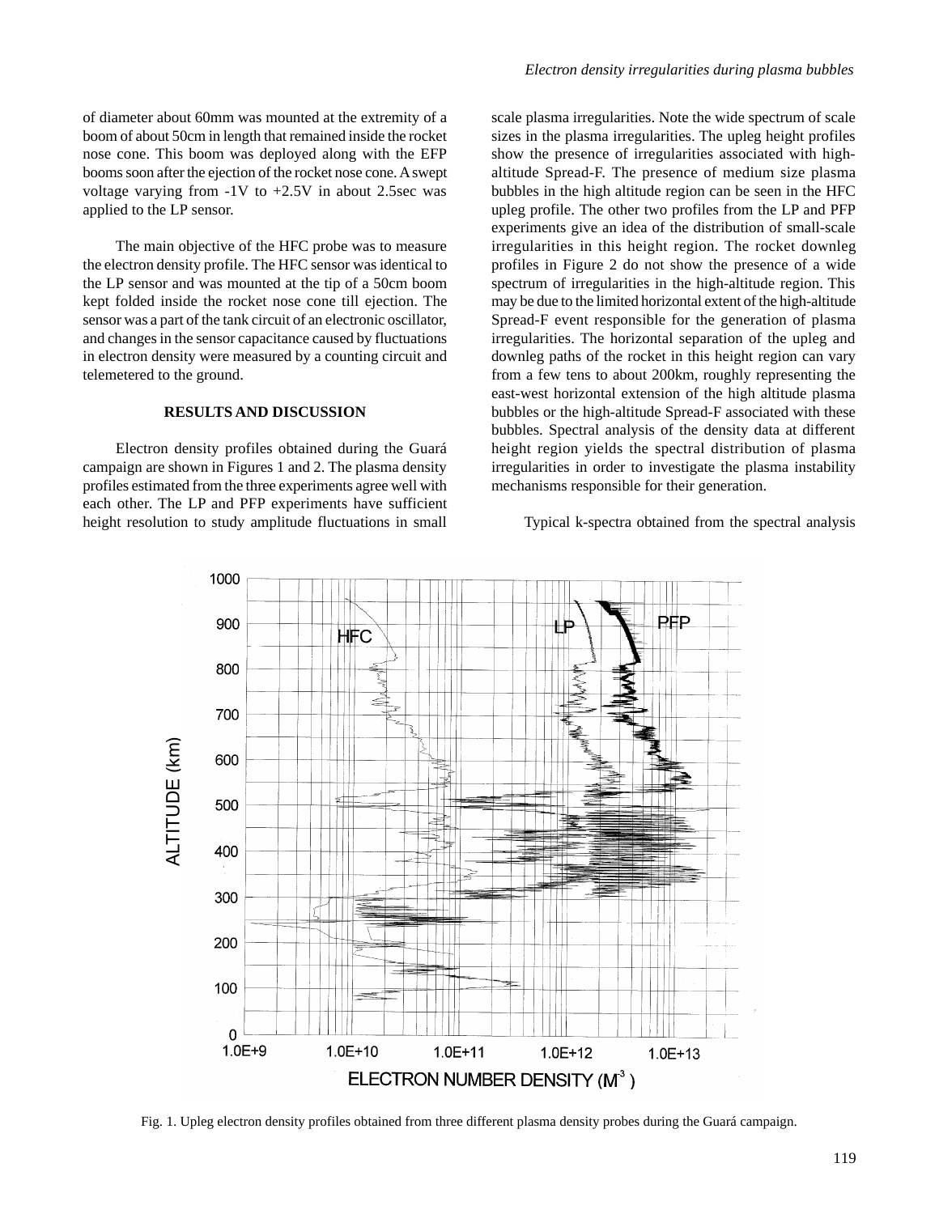of diameter about 60mm was mounted at the extremity of a boom of about 50cm in length that remained inside the rocket nose cone. This boom was deployed along with the EFP booms soon after the ejection of the rocket nose cone. A swept voltage varying from -1V to +2.5V in about 2.5sec was applied to the LP sensor.

The main objective of the HFC probe was to measure the electron density profile. The HFC sensor was identical to the LP sensor and was mounted at the tip of a 50cm boom kept folded inside the rocket nose cone till ejection. The sensor was a part of the tank circuit of an electronic oscillator, and changes in the sensor capacitance caused by fluctuations in electron density were measured by a counting circuit and telemetered to the ground.

## RESULTS AND DISCUSSION

Electron density profiles obtained during the Guará campaign are shown in Figures 1 and 2. The plasma density profiles estimated from the three experiments agree well with each other. The LP and PFP experiments have sufficient height resolution to study amplitude fluctuations in small scale plasma irregularities. Note the wide spectrum of scale sizes in the plasma irregularities. The upleg height profiles show the presence of irregularities associated with high-altitude Spread-F. The presence of medium size plasma bubbles in the high altitude region can be seen in the HFC upleg profile. The other two profiles from the LP and PFP experiments give an idea of the distribution of small-scale irregularities in this height region. The rocket downleg profiles in Figure 2 do not show the presence of a wide spectrum of irregularities in the high-altitude region. This may be due to the limited horizontal extent of the high-altitude Spread-F event responsible for the generation of plasma irregularities. The horizontal separation of the upleg and downleg paths of the rocket in this height region can vary from a few tens to about 200km, roughly representing the east-west horizontal extension of the high altitude plasma bubbles or the high-altitude Spread-F associated with these bubbles. Spectral analysis of the density data at different height region yields the spectral distribution of plasma irregularities in order to investigate the plasma instability mechanisms responsible for their generation.

Typical k-spectra obtained from the spectral analysis

Fig. 1. Upleg electron density profiles obtained from three different plasma density probes during the Guará campaign.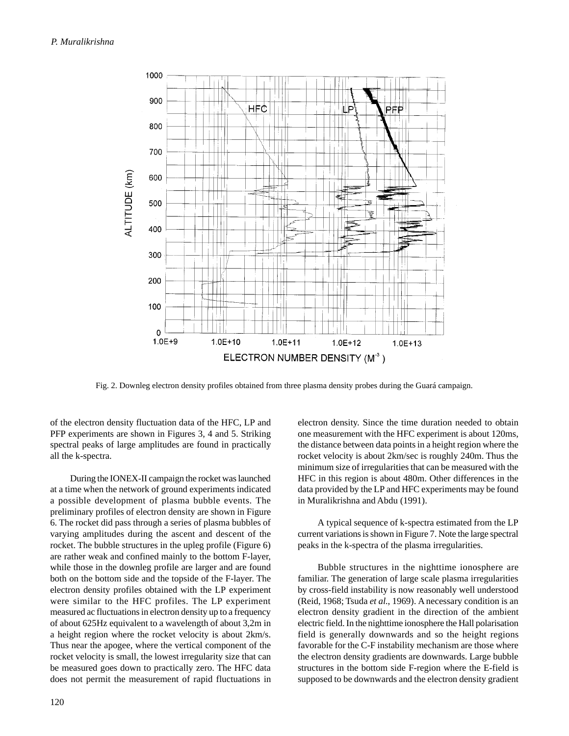Fig. 2. Downleg electron density profiles obtained from three plasma density probes during the Guará campaign.

of the electron density fluctuation data of the HFC, LP and PFP experiments are shown in Figures 3, 4 and 5. Striking spectral peaks of large amplitudes are found in practically all the k-spectra.

During the IONEX-II campaign the rocket was launched at a time when the network of ground experiments indicated a possible development of plasma bubble events. The preliminary profiles of electron density are shown in Figure 6. The rocket did pass through a series of plasma bubbles of varying amplitudes during the ascent and descent of the rocket. The bubble structures in the upleg profile (Figure 6) are rather weak and confined mainly to the bottom F-layer, while those in the downleg profile are larger and are found both on the bottom side and the topside of the F-layer. The electron density profiles obtained with the LP experiment were similar to the HFC profiles. The LP experiment measured ac fluctuations in electron density up to a frequency of about 625Hz equivalent to a wavelength of about 3,2m in a height region where the rocket velocity is about 2km/s. Thus near the apogee, where the vertical component of the rocket velocity is small, the lowest irregularity size that can be measured goes down to practically zero. The HFC data does not permit the measurement of rapid fluctuations in electron density. Since the time duration needed to obtain one measurement with the HFC experiment is about 120ms, the distance between data points in a height region where the rocket velocity is about 2km/sec is roughly 240m. Thus the minimum size of irregularities that can be measured with the HFC in this region is about 480m. Other differences in the data provided by the LP and HFC experiments may be found in Muralikrishna and Abdu (1991).

A typical sequence of k-spectra estimated from the LP current variations is shown in Figure 7. Note the large spectral peaks in the k-spectra of the plasma irregularities.

Bubble structures in the nighttime ionosphere are familiar. The generation of large scale plasma irregularities by cross-field instability is now reasonably well understood (Reid, 1968; Tsuda *et al.*, 1969). A necessary condition is an electron density gradient in the direction of the ambient electric field. In the nighttime ionosphere the Hall polarisation field is generally downwards and so the height regions favorable for the C-F instability mechanism are those where the electron density gradients are downwards. Large bubble structures in the bottom side F-region where the E-field is supposed to be downwards and the electron density gradient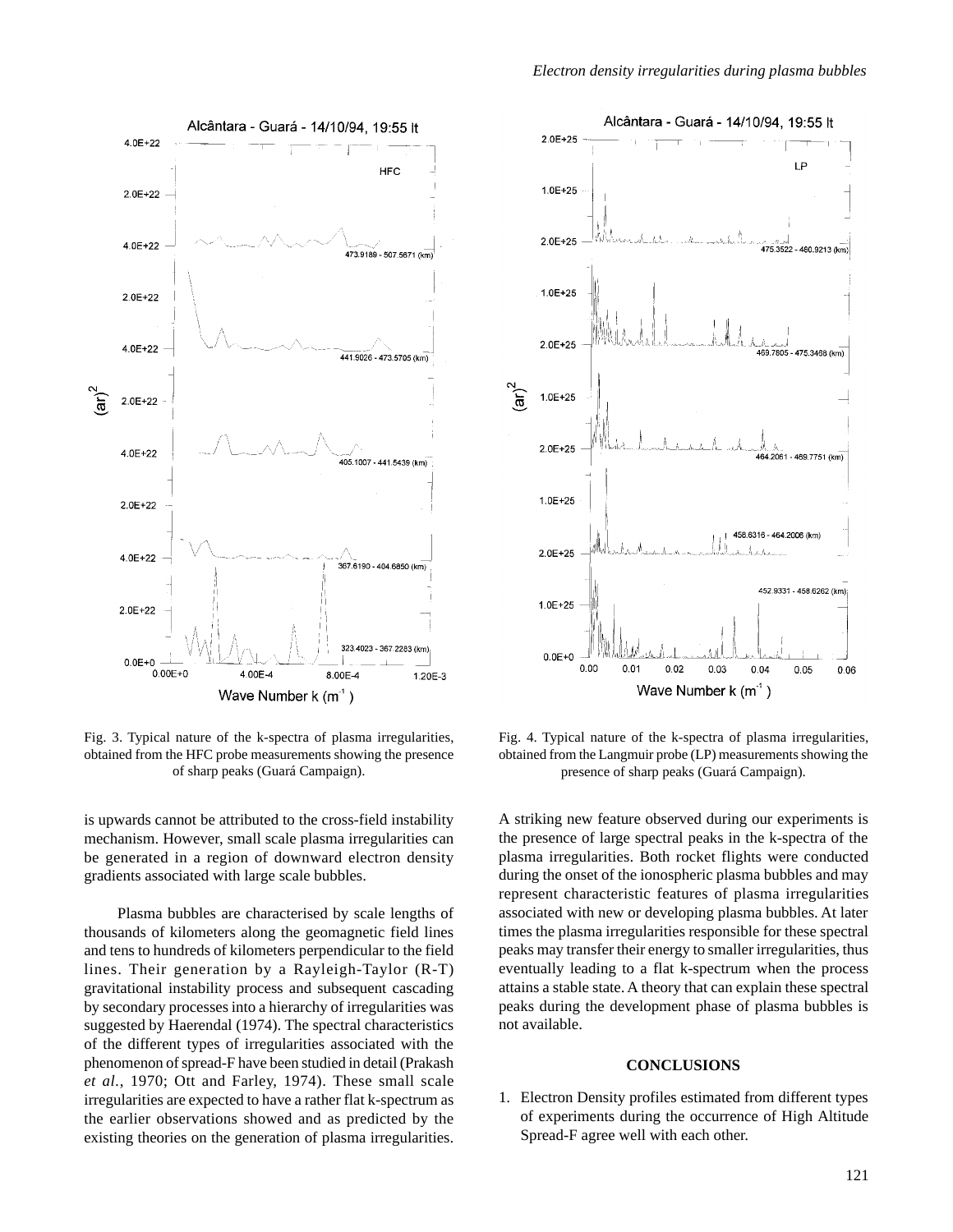Fig. 3. Typical nature of the k-spectra of plasma irregularities, obtained from the HFC probe measurements showing the presence of sharp peaks (Guará Campaign).

Fig. 4. Typical nature of the k-spectra of plasma irregularities, obtained from the Langmuir probe (LP) measurements showing the presence of sharp peaks (Guará Campaign).

is upwards cannot be attributed to the cross-field instability mechanism. However, small scale plasma irregularities can be generated in a region of downward electron density gradients associated with large scale bubbles.

Plasma bubbles are characterised by scale lengths of thousands of kilometers along the geomagnetic field lines and tens to hundreds of kilometers perpendicular to the field lines. Their generation by a Rayleigh-Taylor (R-T) gravitational instability process and subsequent cascading by secondary processes into a hierarchy of irregularities was suggested by Haerendal (1974). The spectral characteristics of the different types of irregularities associated with the phenomenon of spread-F have been studied in detail (Prakash *et al.*, 1970; Ott and Farley, 1974). These small scale irregularities are expected to have a rather flat k-spectrum as the earlier observations showed and as predicted by the existing theories on the generation of plasma irregularities.

A striking new feature observed during our experiments is the presence of large spectral peaks in the k-spectra of the plasma irregularities. Both rocket flights were conducted during the onset of the ionospheric plasma bubbles and may represent characteristic features of plasma irregularities associated with new or developing plasma bubbles. At later times the plasma irregularities responsible for these spectral peaks may transfer their energy to smaller irregularities, thus eventually leading to a flat k-spectrum when the process attains a stable state. A theory that can explain these spectral peaks during the development phase of plasma bubbles is not available.

## CONCLUSIONS

1. Electron Density profiles estimated from different types of experiments during the occurrence of High Altitude Spread-F agree well with each other.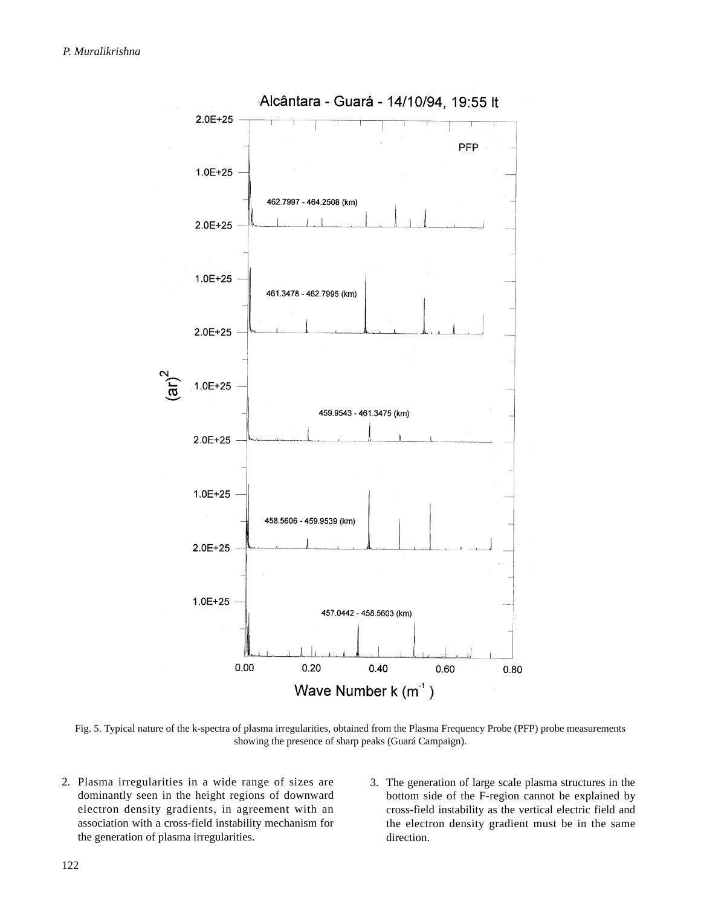Fig. 5. Typical nature of the k-spectra of plasma irregularities, obtained from the Plasma Frequency Probe (PFP) probe measurements showing the presence of sharp peaks (Guará Campaign).

2. Plasma irregularities in a wide range of sizes are dominantly seen in the height regions of downward electron density gradients, in agreement with an association with a cross-field instability mechanism for the generation of plasma irregularities.

3. The generation of large scale plasma structures in the bottom side of the F-region cannot be explained by cross-field instability as the vertical electric field and the electron density gradient must be in the same direction.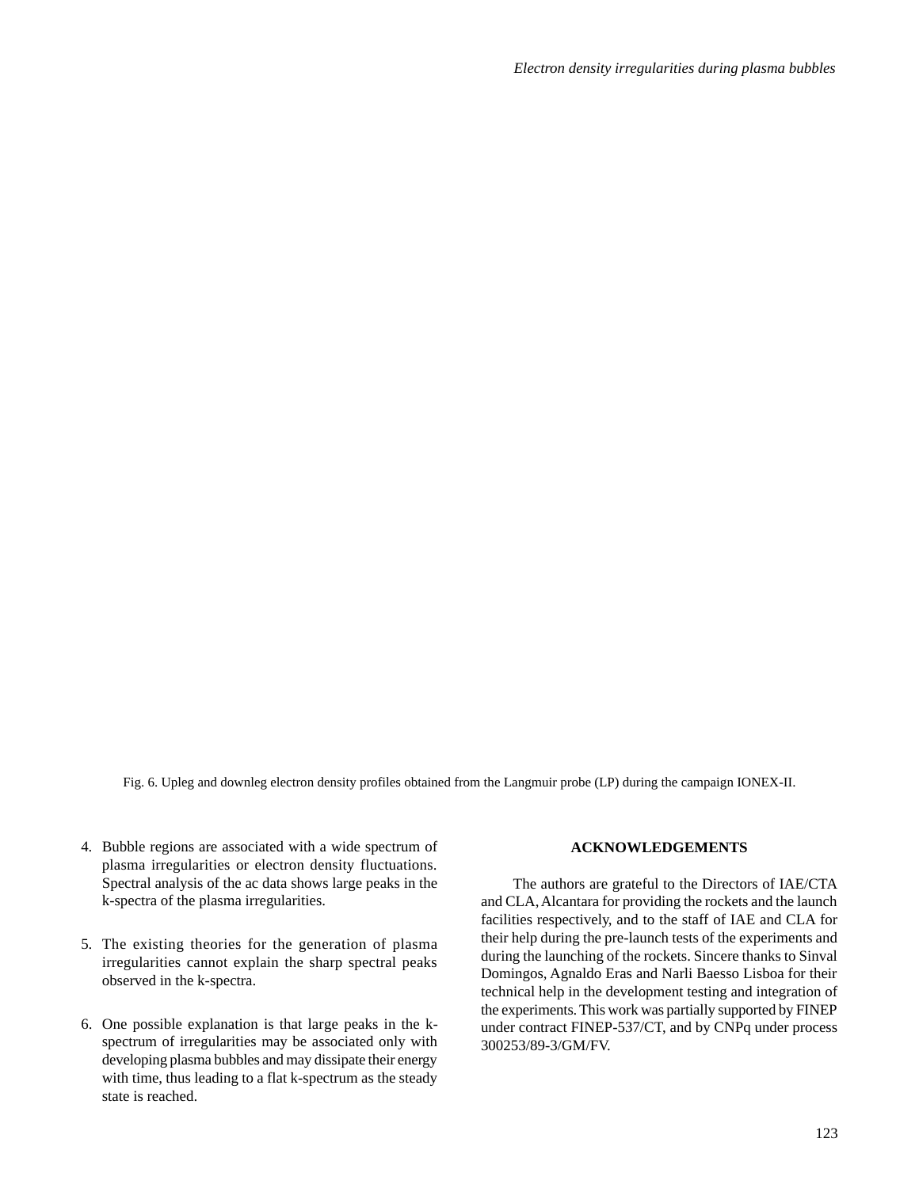Fig. 6. Upleg and downleg electron density profiles obtained from the Langmuir probe (LP) during the campaign IONEX-II.

4. Bubble regions are associated with a wide spectrum of plasma irregularities or electron density fluctuations. Spectral analysis of the ac data shows large peaks in the k-spectra of the plasma irregularities.

5. The existing theories for the generation of plasma irregularities cannot explain the sharp spectral peaks observed in the k-spectra.

6. One possible explanation is that large peaks in the k-spectrum of irregularities may be associated only with developing plasma bubbles and may dissipate their energy with time, thus leading to a flat k-spectrum as the steady state is reached.

## ACKNOWLEDGEMENTS

The authors are grateful to the Directors of IAE/CTA and CLA, Alcantara for providing the rockets and the launch facilities respectively, and to the staff of IAE and CLA for their help during the pre-launch tests of the experiments and during the launching of the rockets. Sincere thanks to Sinval Domingos, Agnaldo Eras and Narli Baesso Lisboa for their technical help in the development testing and integration of the experiments. This work was partially supported by FINEP under contract FINEP-537/CT, and by CNPq under process 300253/89-3/GM/FV.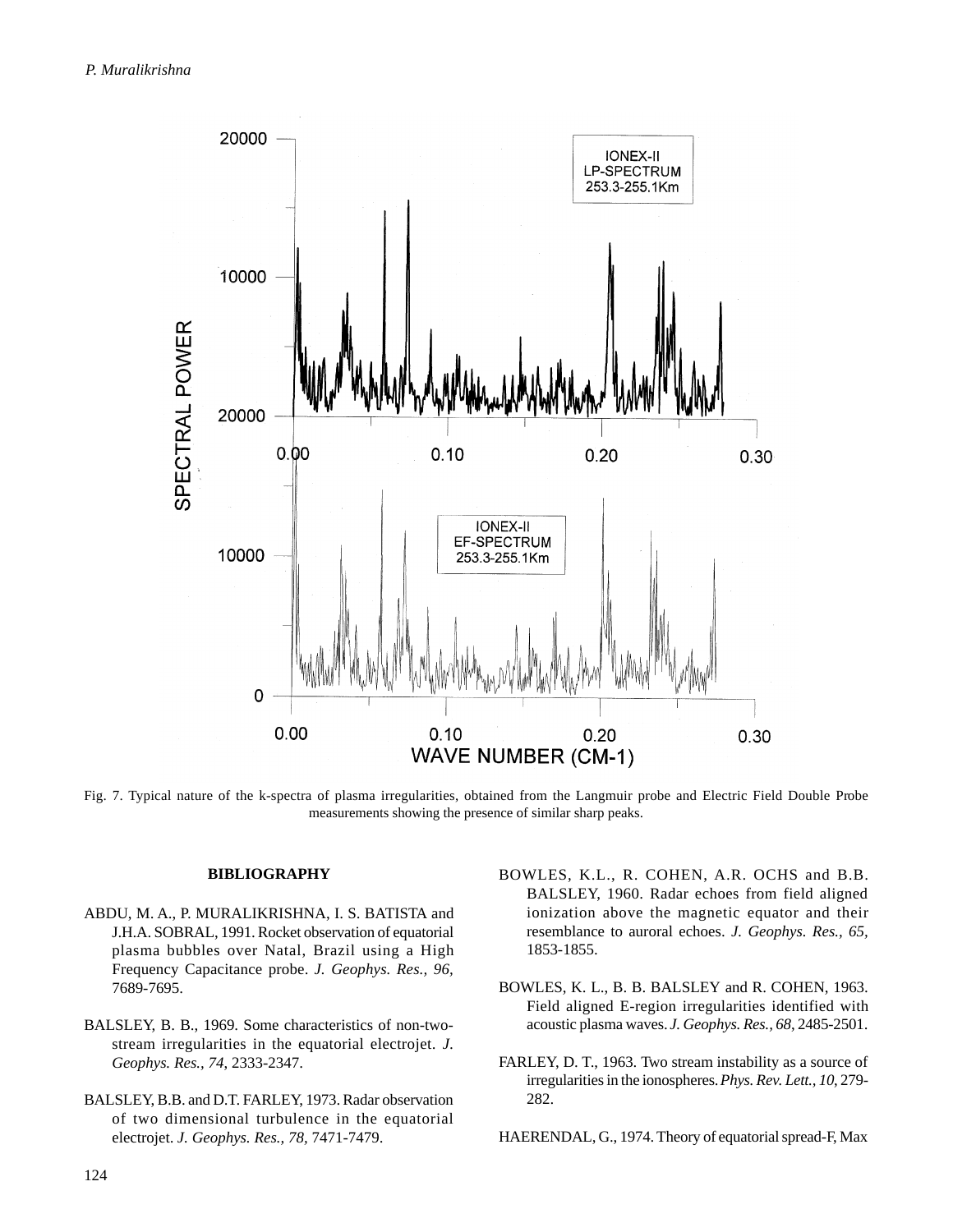Fig. 7. Typical nature of the k-spectra of plasma irregularities, obtained from the Langmuir probe and Electric Field Double Probe measurements showing the presence of similar sharp peaks.

## BIBLIOGRAPHY

ABDU, M. A., P. MURALIKRISHNA, I. S. BATISTA and J.H.A. SOBRAL, 1991. Rocket observation of equatorial plasma bubbles over Natal, Brazil using a High Frequency Capacitance probe. *J. Geophys. Res., 96,* 7689-7695.

BALSLEY, B. B., 1969. Some characteristics of non-two-stream irregularities in the equatorial electrojet. *J. Geophys. Res., 74,* 2333-2347.

BALSLEY, B.B. and D.T. FARLEY, 1973. Radar observation of two dimensional turbulence in the equatorial electrojet. *J. Geophys. Res., 78,* 7471-7479.

BOWLES, K.L., R. COHEN, A.R. OCHS and B.B. BALSLEY, 1960. Radar echoes from field aligned ionization above the magnetic equator and their resemblance to auroral echoes. *J. Geophys. Res., 65,* 1853-1855.

BOWLES, K. L., B. B. BALSLEY and R. COHEN, 1963. Field aligned E-region irregularities identified with acoustic plasma waves. *J. Geophys. Res., 68,* 2485-2501.

FARLEY, D. T., 1963. Two stream instability as a source of irregularities in the ionospheres. *Phys. Rev. Lett., 10,* 279-282.

HAERENDAL, G., 1974. Theory of equatorial spread-F, Max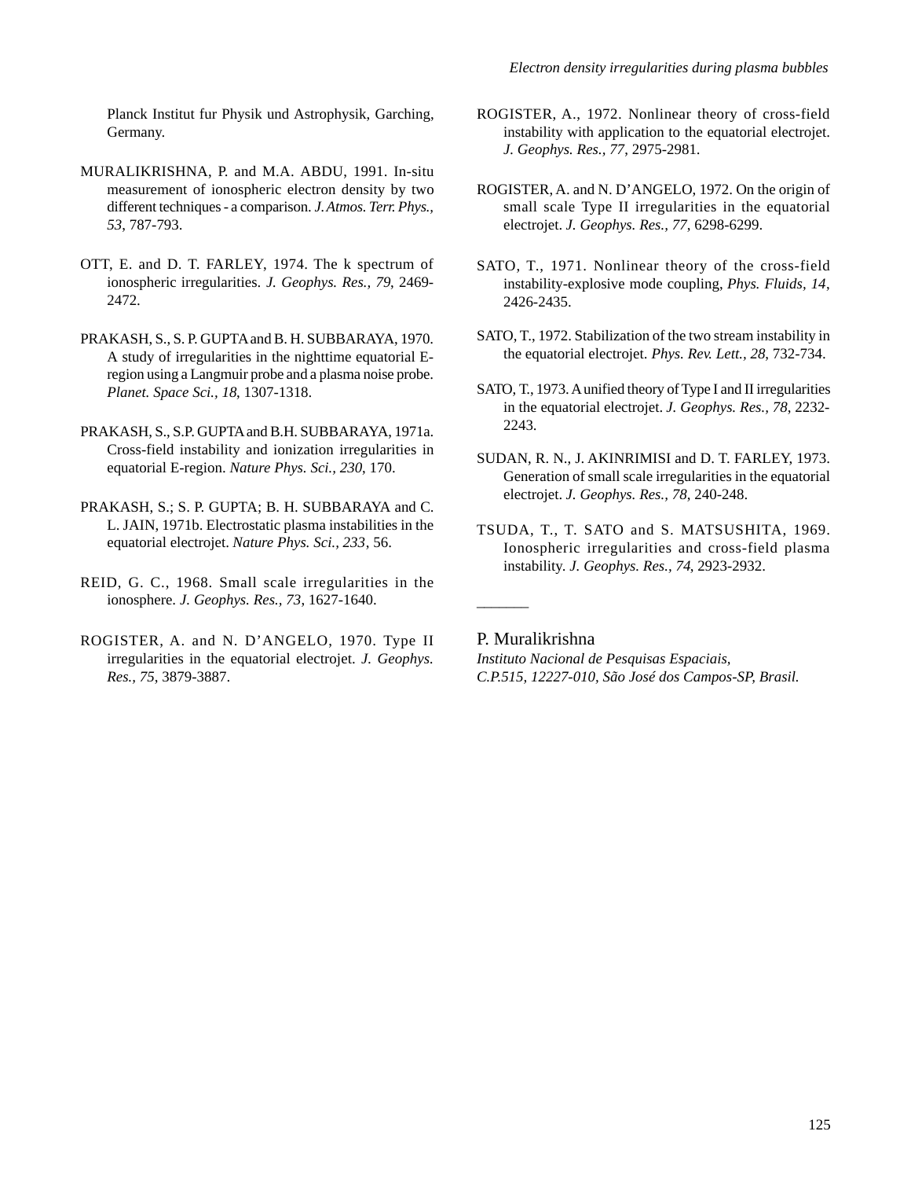Planck Institut fur Physik und Astrophysik, Garching, Germany.

MURALIKRISHNA, P. and M.A. ABDU, 1991. In-situ measurement of ionospheric electron density by two different techniques - a comparison. *J. Atmos. Terr. Phys., 53*, 787-793.

OTT, E. and D. T. FARLEY, 1974. The k spectrum of ionospheric irregularities. *J. Geophys. Res., 79*, 2469-2472.

PRAKASH, S., S. P. GUPTA and B. H. SUBBARAYA, 1970. A study of irregularities in the nighttime equatorial E-region using a Langmuir probe and a plasma noise probe. *Planet. Space Sci., 18*, 1307-1318.

PRAKASH, S., S.P. GUPTA and B.H. SUBBARAYA, 1971a. Cross-field instability and ionization irregularities in equatorial E-region. *Nature Phys. Sci., 230*, 170.

PRAKASH, S.; S. P. GUPTA; B. H. SUBBARAYA and C. L. JAIN, 1971b. Electrostatic plasma instabilities in the equatorial electrojet. *Nature Phys. Sci., 233*, 56.

REID, G. C., 1968. Small scale irregularities in the ionosphere. *J. Geophys. Res., 73*, 1627-1640.

ROGISTER, A. and N. D'ANGELO, 1970. Type II irregularities in the equatorial electrojet. *J. Geophys. Res., 75*, 3879-3887.

ROGISTER, A., 1972. Nonlinear theory of cross-field instability with application to the equatorial electrojet. *J. Geophys. Res., 77*, 2975-2981.

ROGISTER, A. and N. D'ANGELO, 1972. On the origin of small scale Type II irregularities in the equatorial electrojet. *J. Geophys. Res., 77*, 6298-6299.

SATO, T., 1971. Nonlinear theory of the cross-field instability-explosive mode coupling, *Phys. Fluids, 14*, 2426-2435.

SATO, T., 1972. Stabilization of the two stream instability in the equatorial electrojet. *Phys. Rev. Lett., 28*, 732-734.

SATO, T., 1973. A unified theory of Type I and II irregularities in the equatorial electrojet. *J. Geophys. Res., 78*, 2232-2243.

SUDAN, R. N., J. AKINRIMISI and D. T. FARLEY, 1973. Generation of small scale irregularities in the equatorial electrojet. *J. Geophys. Res., 78*, 240-248.

TSUDA, T., T. SATO and S. MATSUSHITA, 1969. Ionospheric irregularities and cross-field plasma instability. *J. Geophys. Res., 74*, 2923-2932.

\_\_\_\_\_\_\_

P. Muralikrishna
*Instituto Nacional de Pesquisas Espaciais,*
*C.P.515, 12227-010, São José dos Campos-SP, Brasil.*